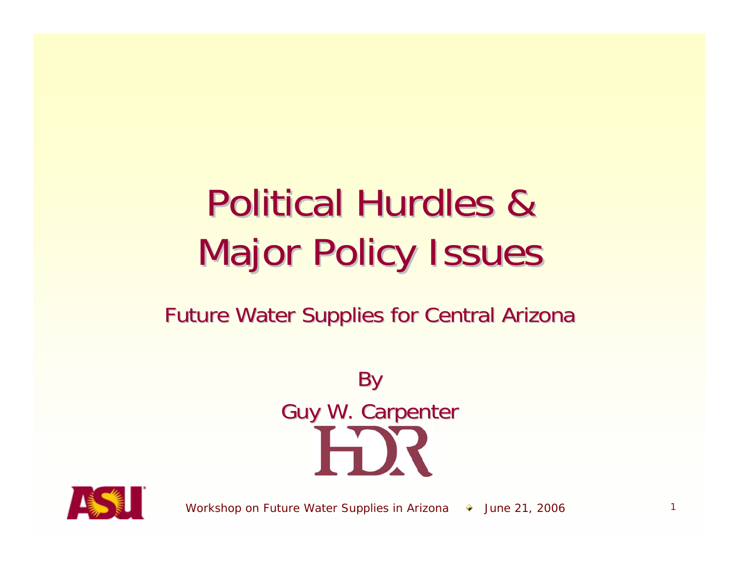# Political Hurdles & Major Policy Issues

## Future Water Supplies for Central Arizona

By

Guy W. Carpenter

HDR

Workshop on Future Water Supplies in Arizona ◆ June 21, 2006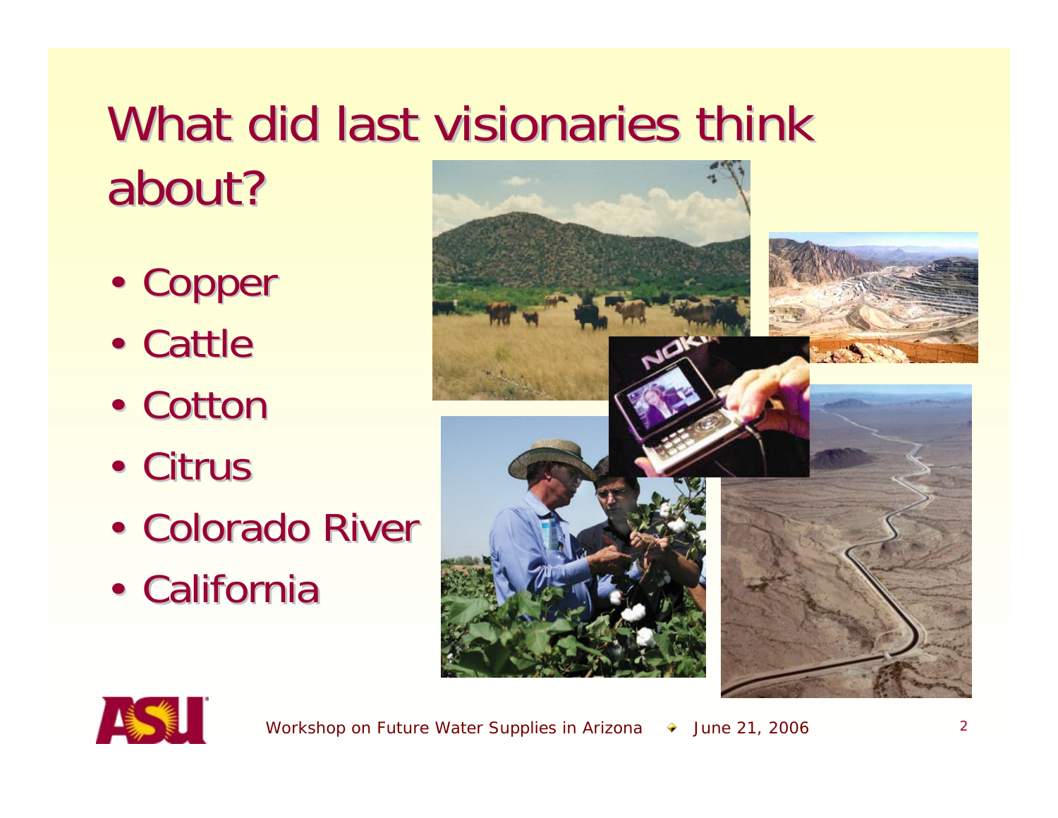# What did last visionaries think about?

- Copper
- Cattle
- Cotton
- Citrus
- Colorado River
- California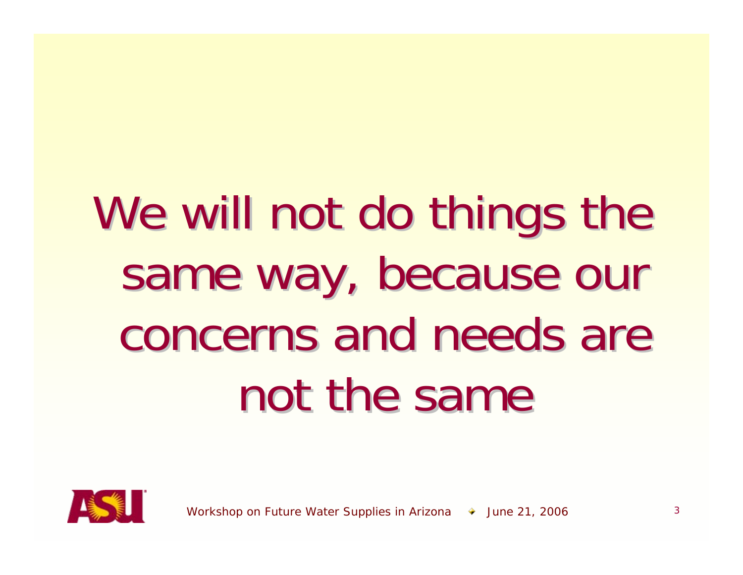# We will not do things the same way, because our concerns and needs are not the same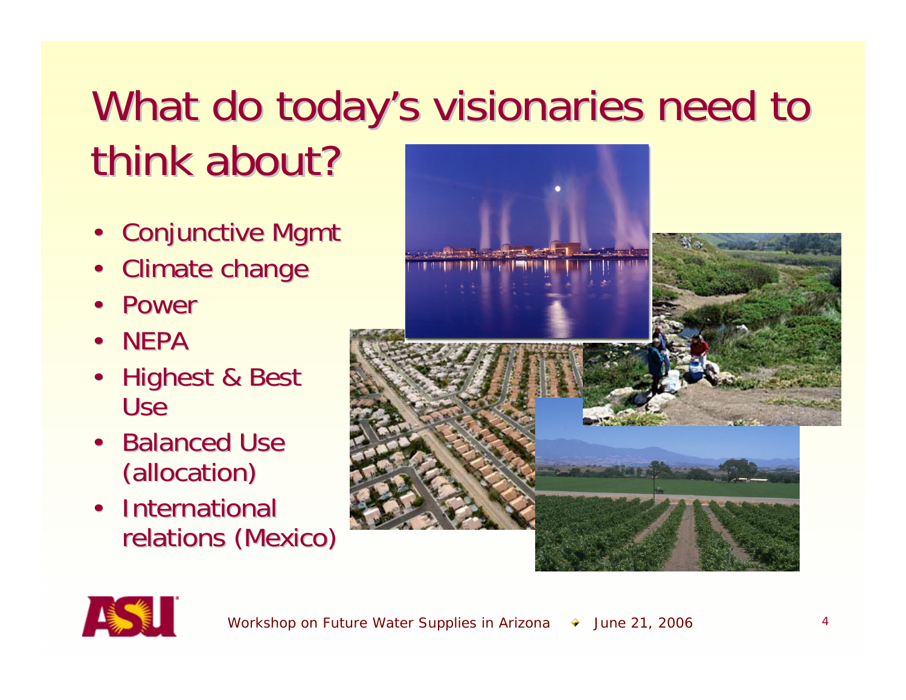# What do today's visionaries need to think about?

- Conjunctive Mgmt
- Climate change
- Power
- NEPA
- Highest & Best Use
- Balanced Use (allocation)
- International relations (Mexico)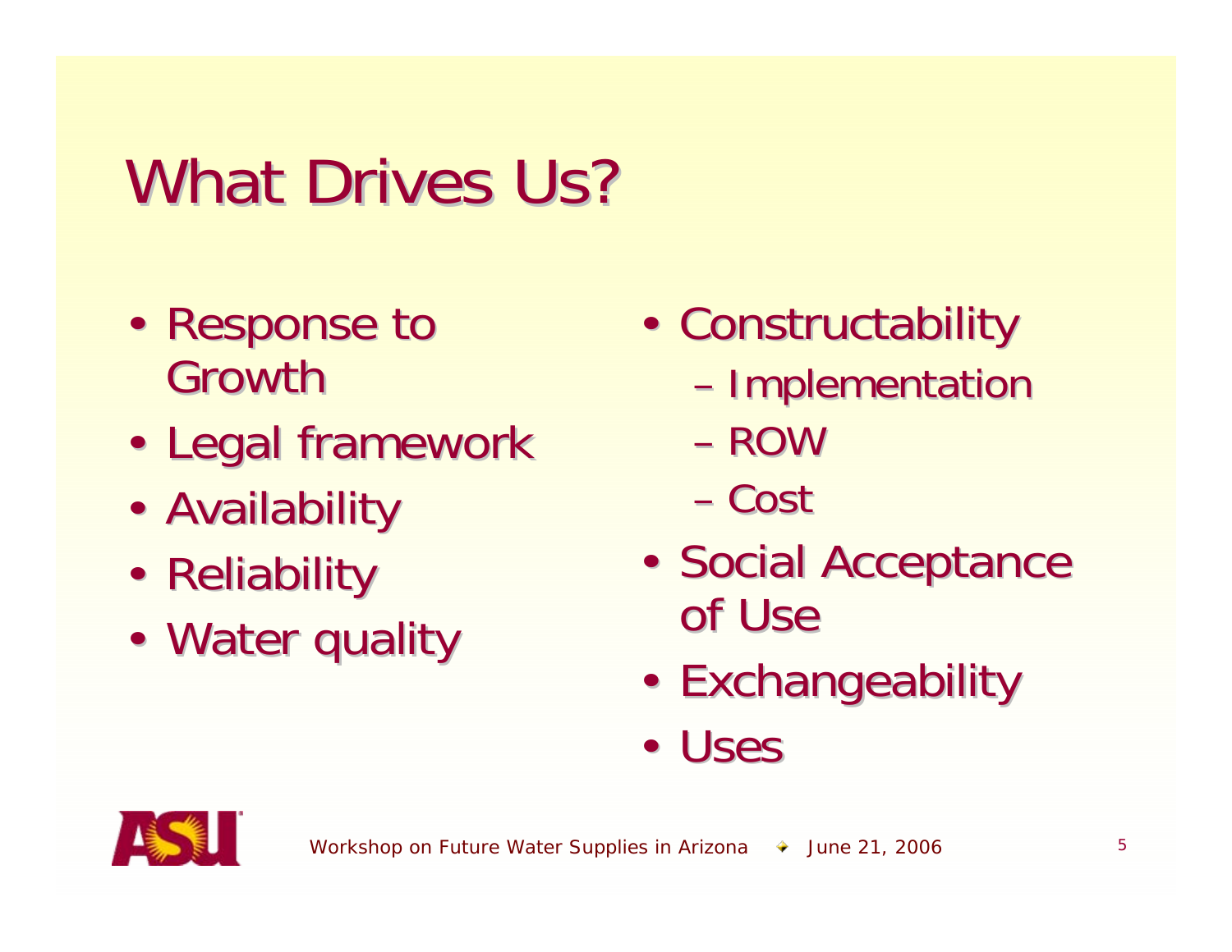# What Drives Us?

- Response to Growth
- Legal framework
- Availability
- Reliability
- Water quality
- Constructability
  - Implementation
  - ROW
  - Cost
- Social Acceptance of Use
- Exchangeability
- Uses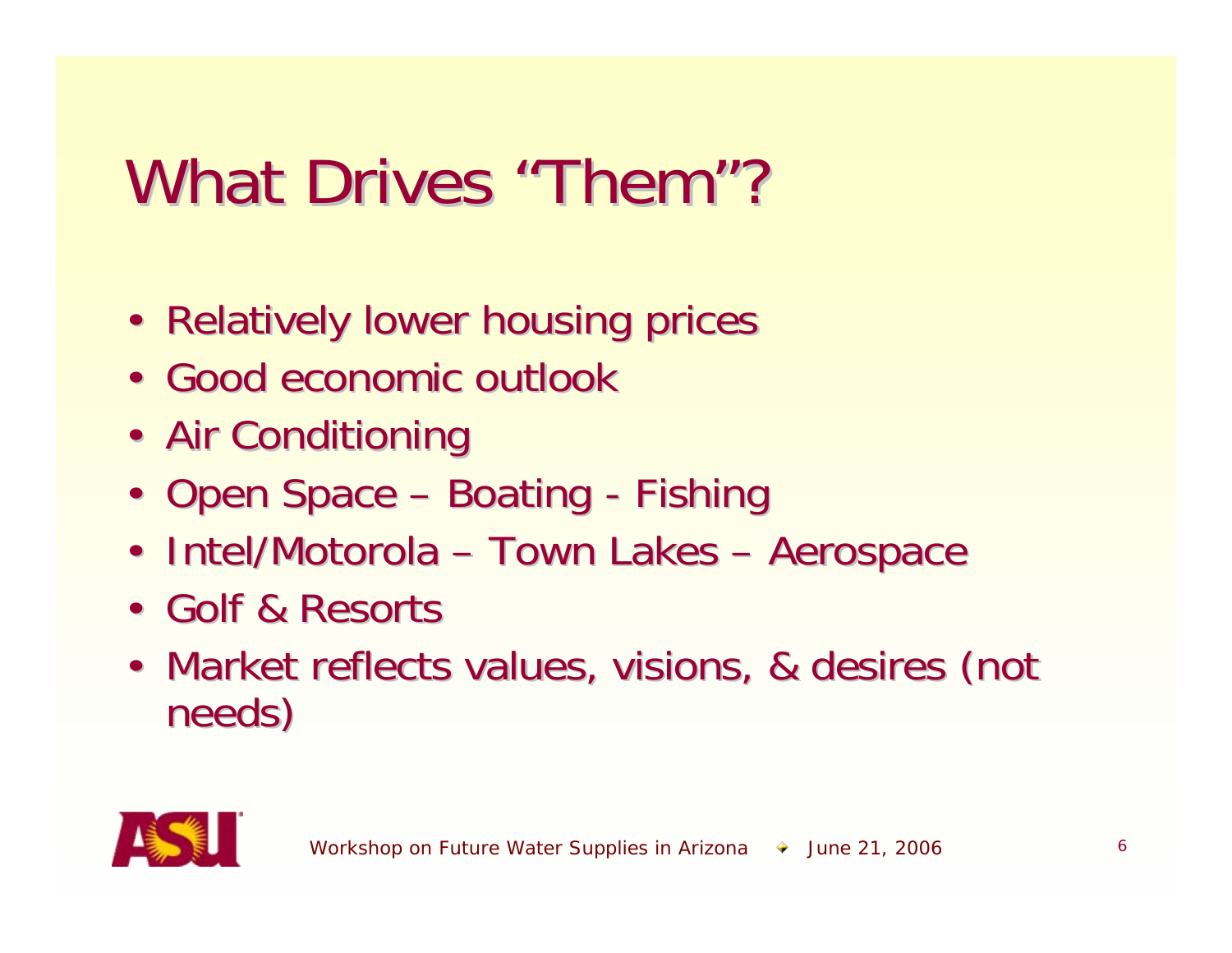# What Drives "Them"?

- Relatively lower housing prices
- Good economic outlook
- Air Conditioning
- Open Space – Boating - Fishing
- Intel/Motorola – Town Lakes – Aerospace
- Golf & Resorts
- Market reflects values, visions, & desires (not needs)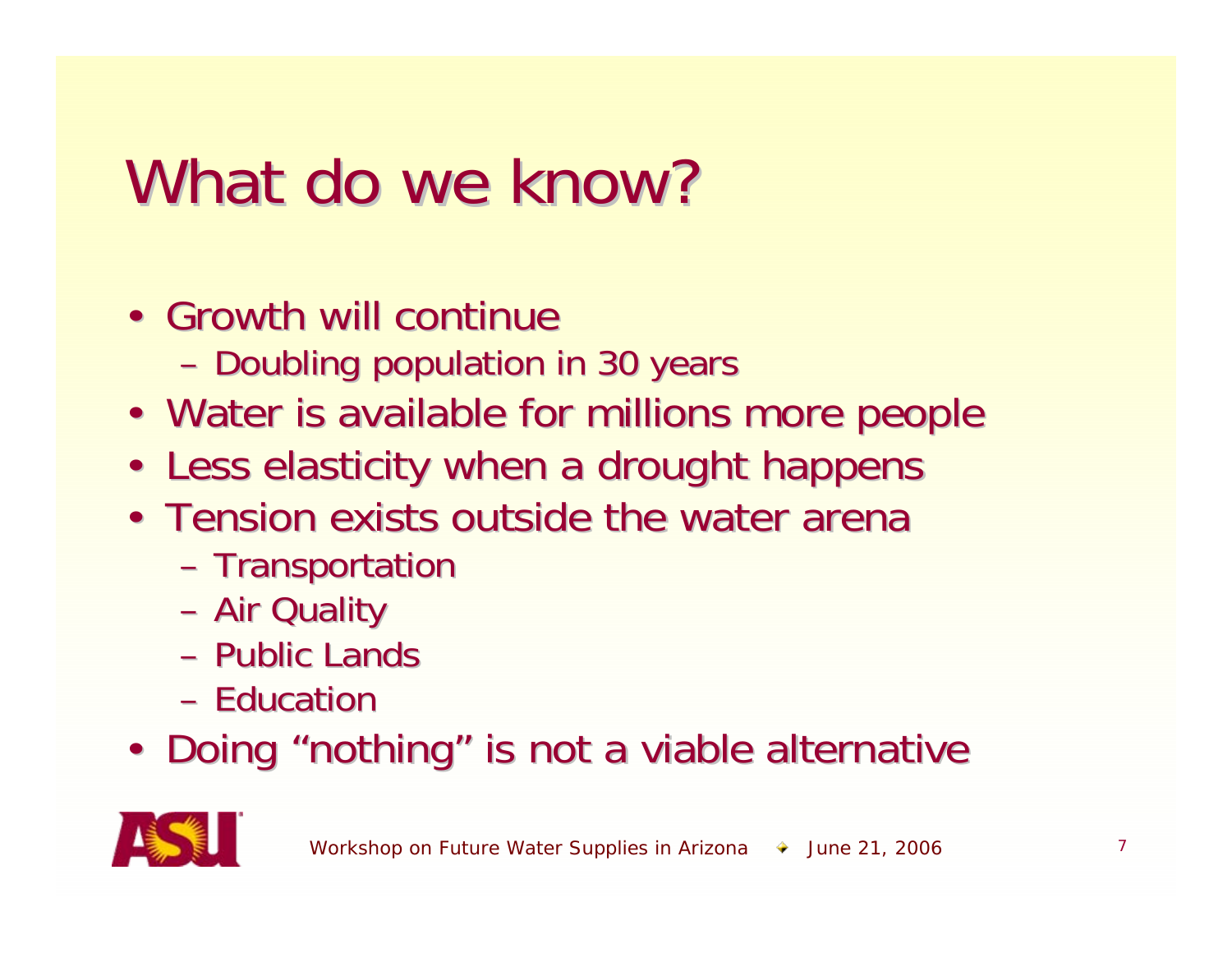# What do we know?

- Growth will continue
  - Doubling population in 30 years
- Water is available for millions more people
- Less elasticity when a drought happens
- Tension exists outside the water arena
  - Transportation
  - Air Quality
  - Public Lands
  - Education
- Doing “nothing” is not a viable alternative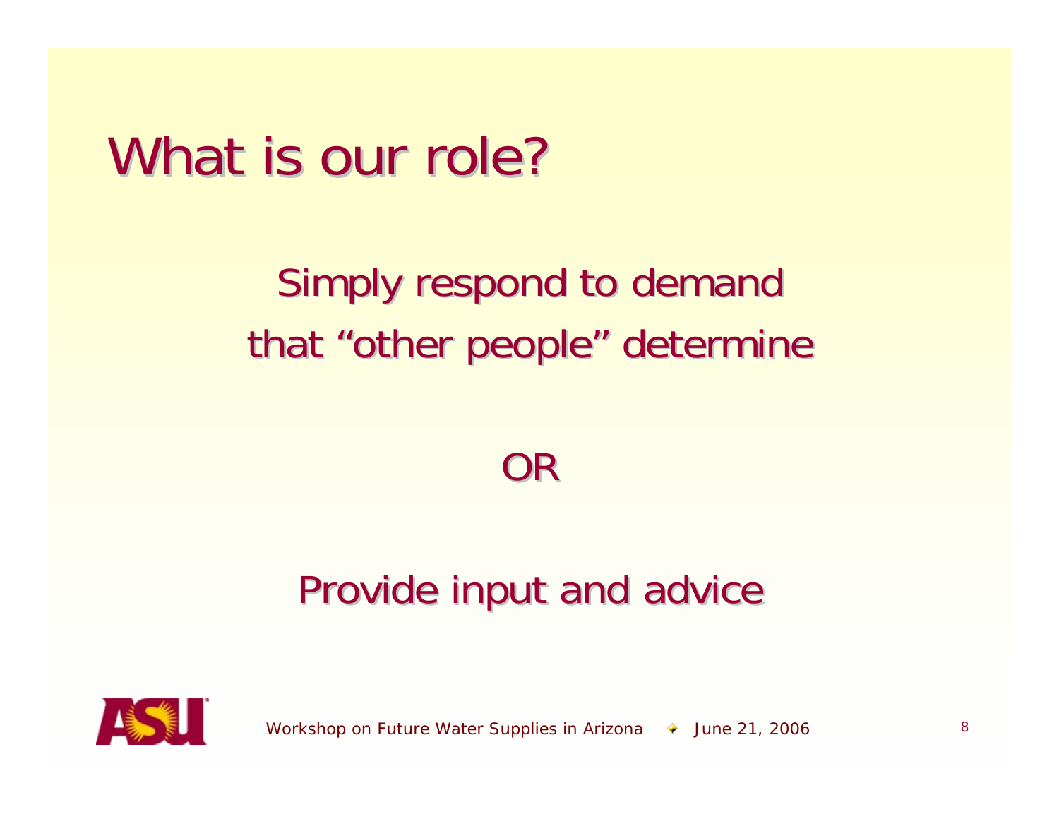# What is our role?

Simply respond to demand that "other people" determine

OR

Provide input and advice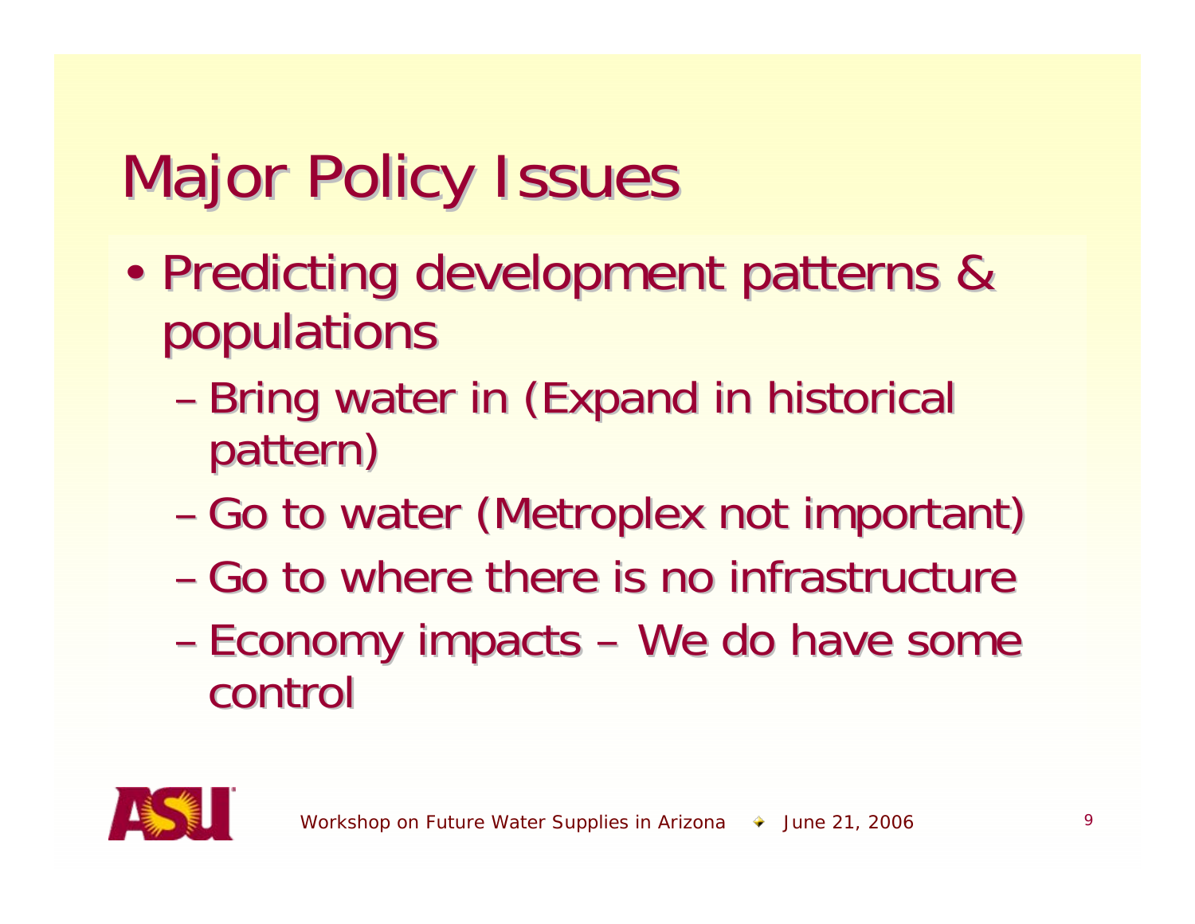# Major Policy Issues

- Predicting development patterns & populations
  - Bring water in (Expand in historical pattern)
  - Go to water (Metroplex not important)
  - Go to where there is no infrastructure
  - Economy impacts – We do have some control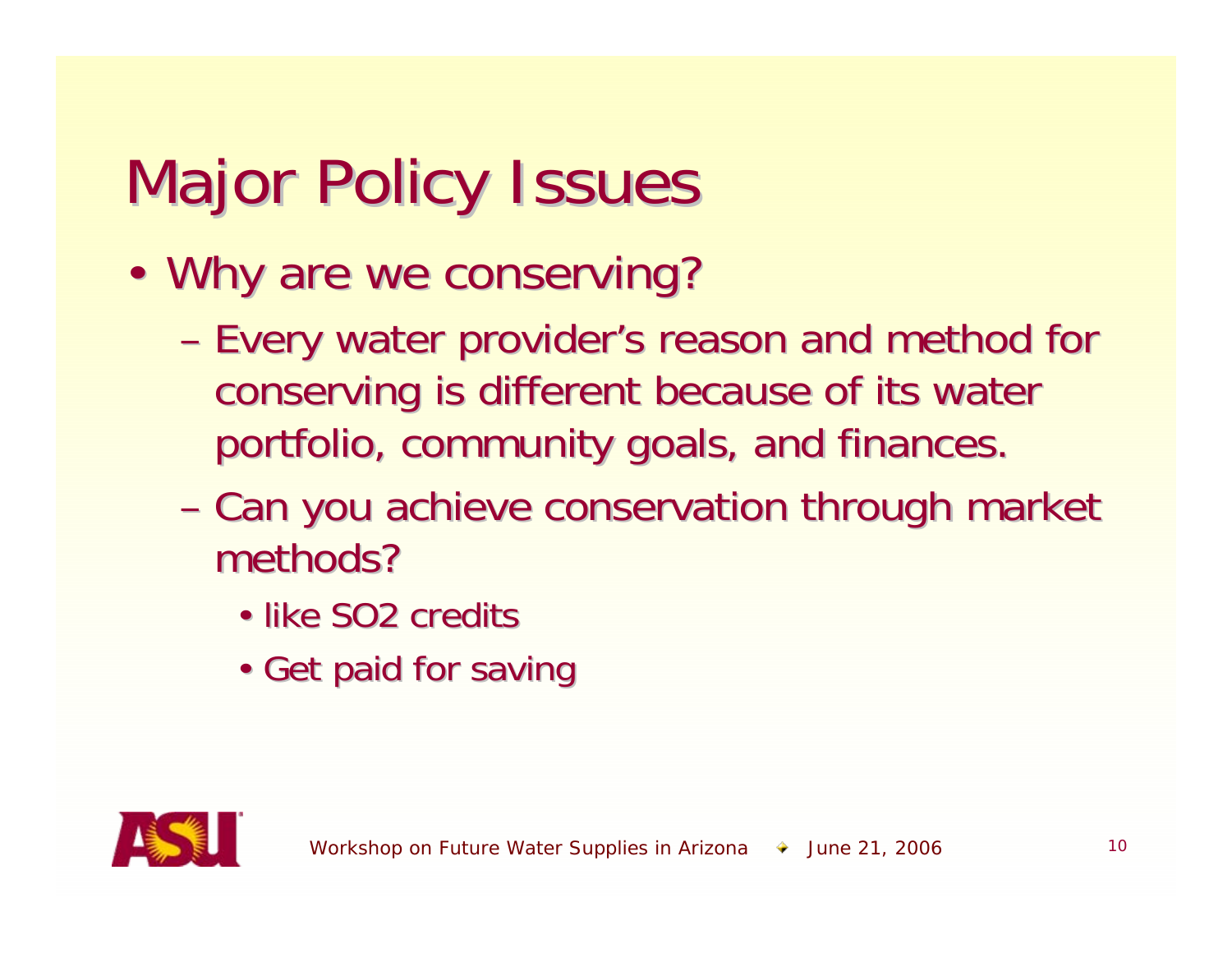# Major Policy Issues

- Why are we conserving?
  - Every water provider's reason and method for conserving is different because of its water portfolio, community goals, and finances.
  - Can you achieve conservation through market methods?
    - like $SO_2$ credits
    - Get paid for saving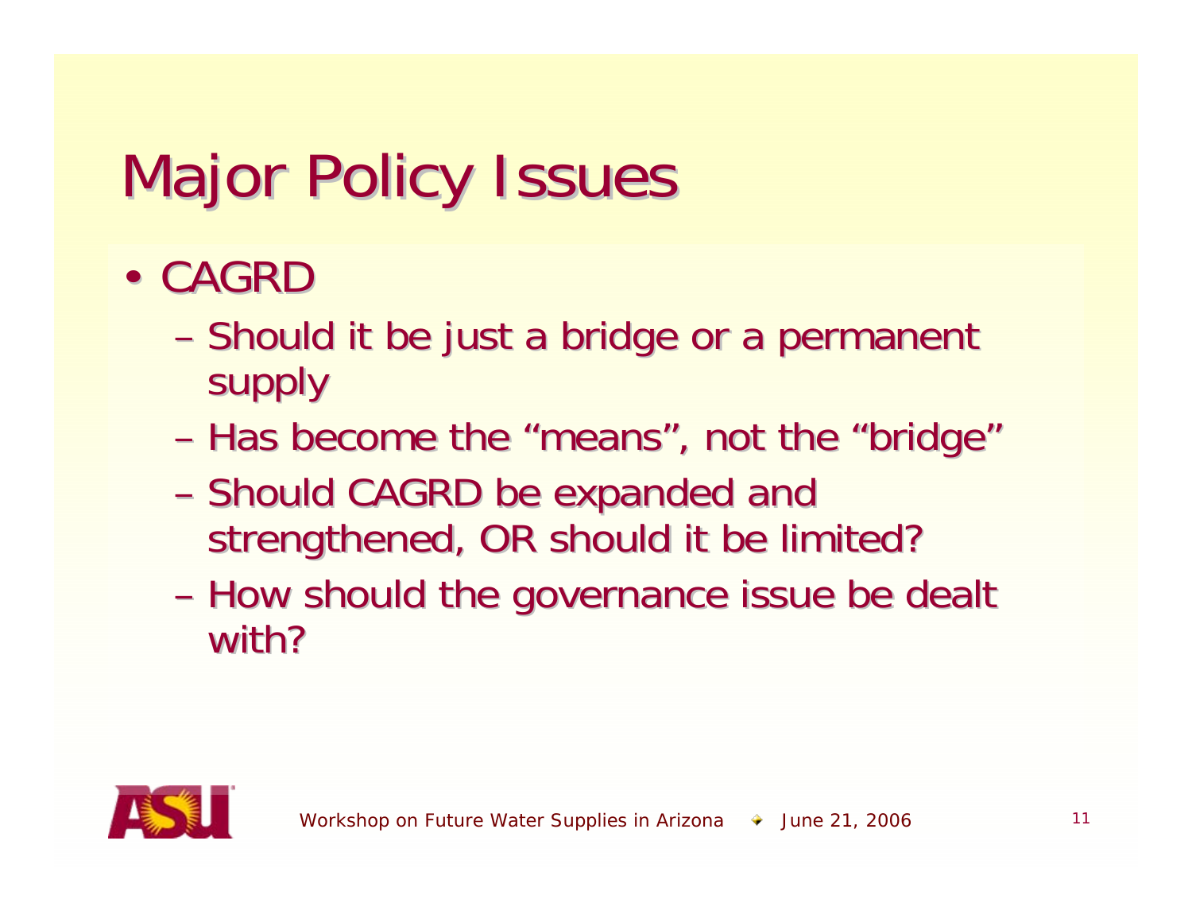# Major Policy Issues

- CAGRD
  - Should it be just a bridge or a permanent supply
  - Has become the "means", not the "bridge"
  - Should CAGRD be expanded and strengthened, OR should it be limited?
  - How should the governance issue be dealt with?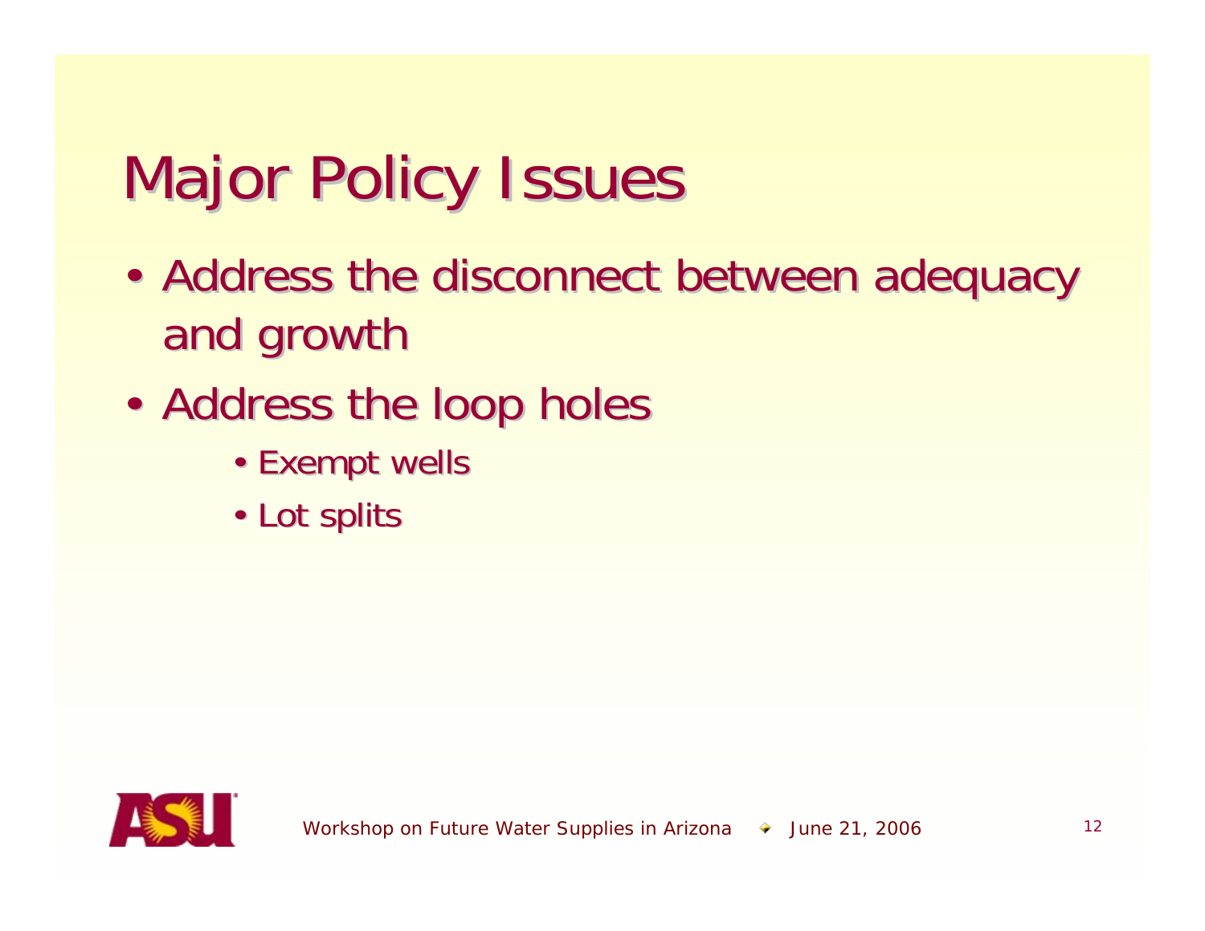# Major Policy Issues

- Address the disconnect between adequacy and growth
- Address the loop holes
  - Exempt wells
  - Lot splits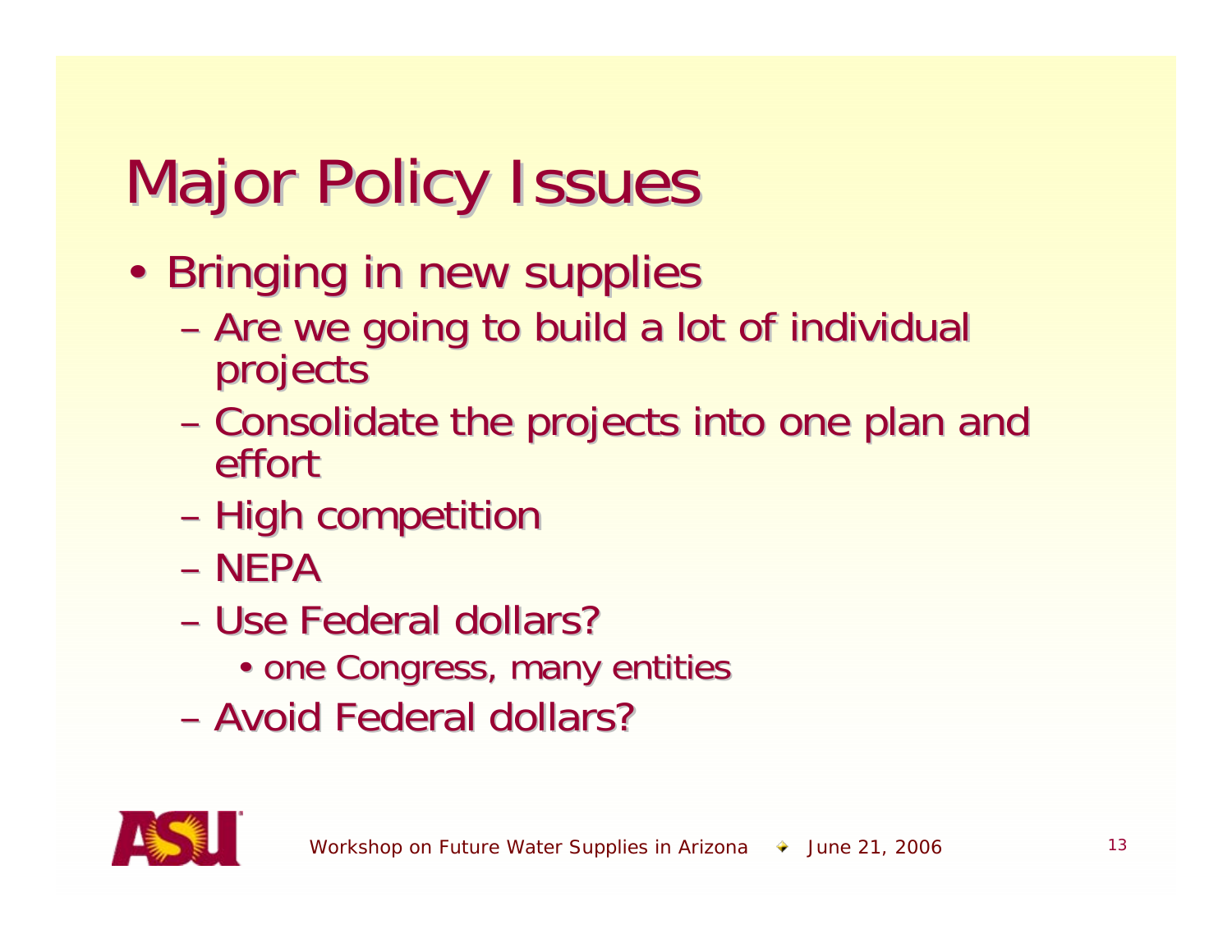# Major Policy Issues

- Bringing in new supplies
  - Are we going to build a lot of individual projects
  - Consolidate the projects into one plan and effort
  - High competition
  - NEPA
  - Use Federal dollars?
    - one Congress, many entities
  - Avoid Federal dollars?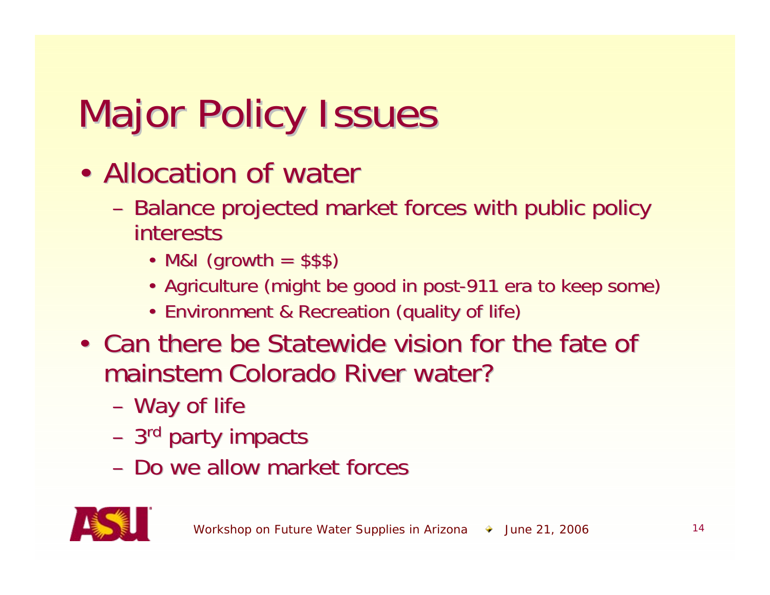# Major Policy Issues

- Allocation of water
  - Balance projected market forces with public policy interests
    - M&I (growth = $$$)
    - Agriculture (might be good in post-911 era to keep some)
    - Environment & Recreation (quality of life)
- Can there be Statewide vision for the fate of mainstem Colorado River water?
  - Way of life
  - 3rd party impacts
  - Do we allow market forces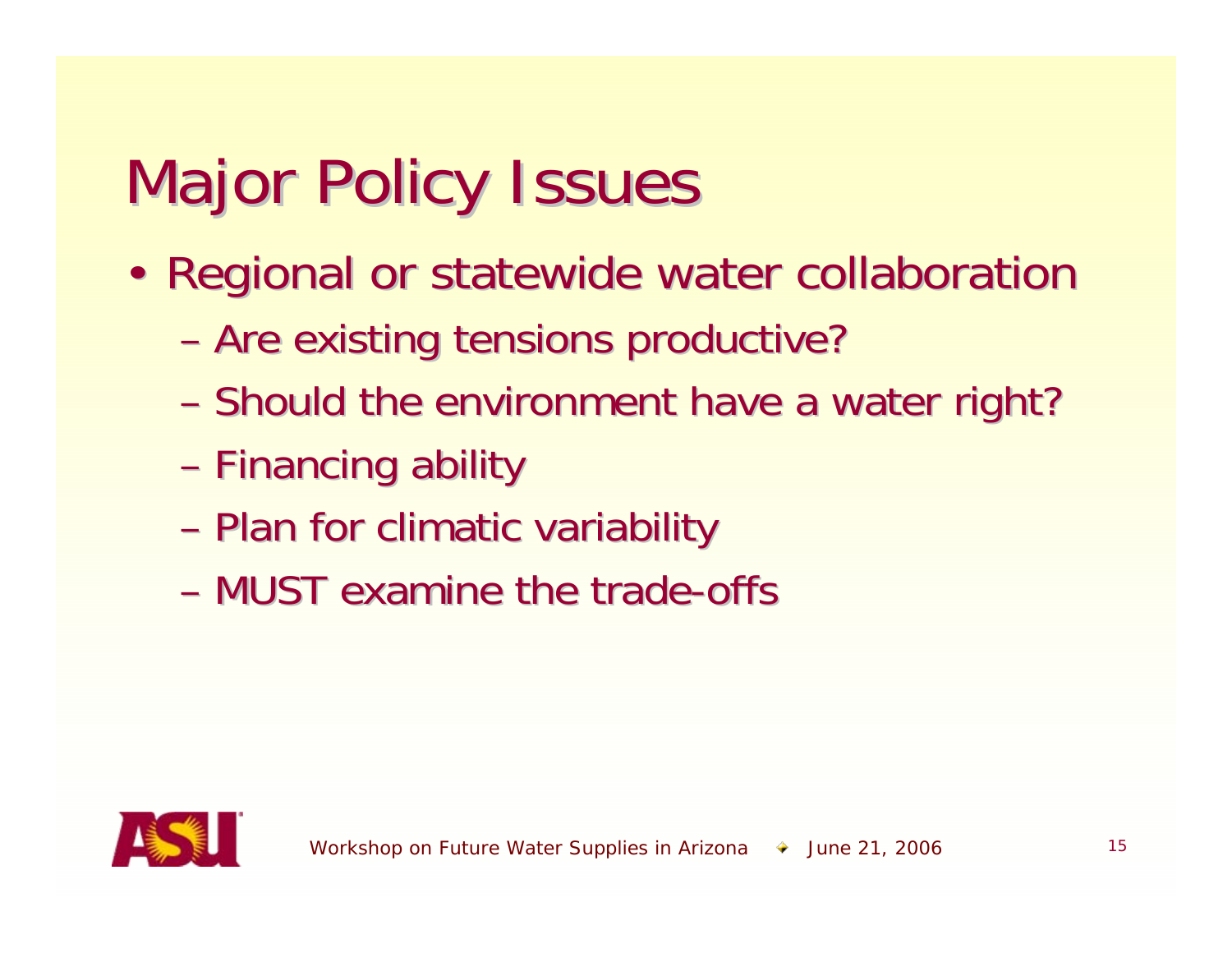# Major Policy Issues

- Regional or statewide water collaboration
  - Are existing tensions productive?
  - Should the environment have a water right?
  - Financing ability
  - Plan for climatic variability
  - MUST examine the trade-offs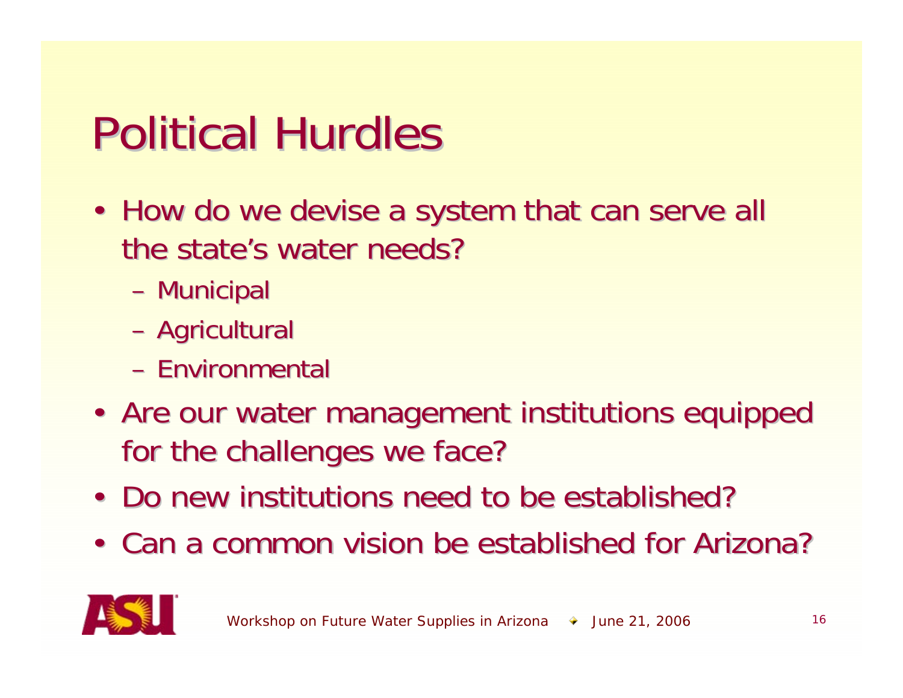# Political Hurdles

- How do we devise a system that can serve all the state's water needs?
  - Municipal
  - Agricultural
  - Environmental
- Are our water management institutions equipped for the challenges we face?
- Do new institutions need to be established?
- Can a common vision be established for Arizona?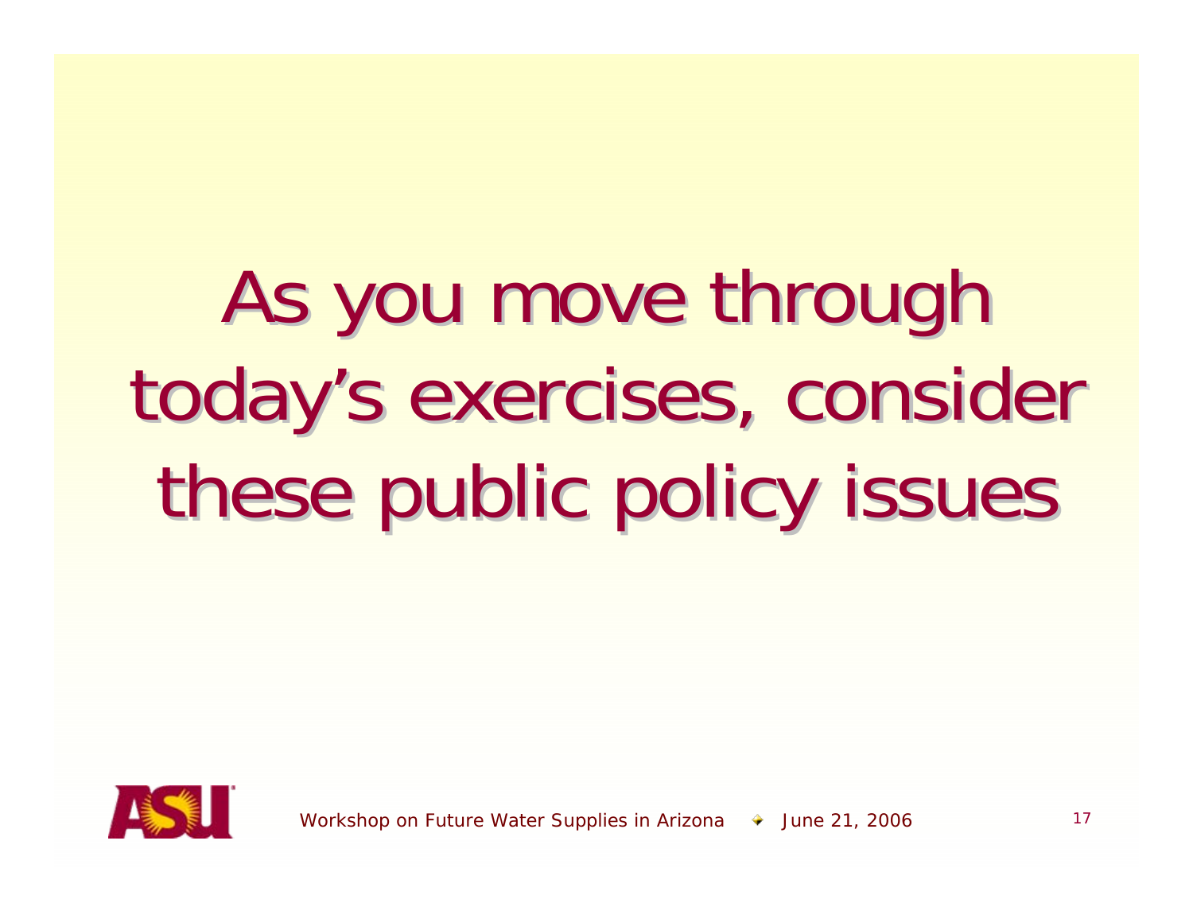# As you move through today's exercises, consider these public policy issues